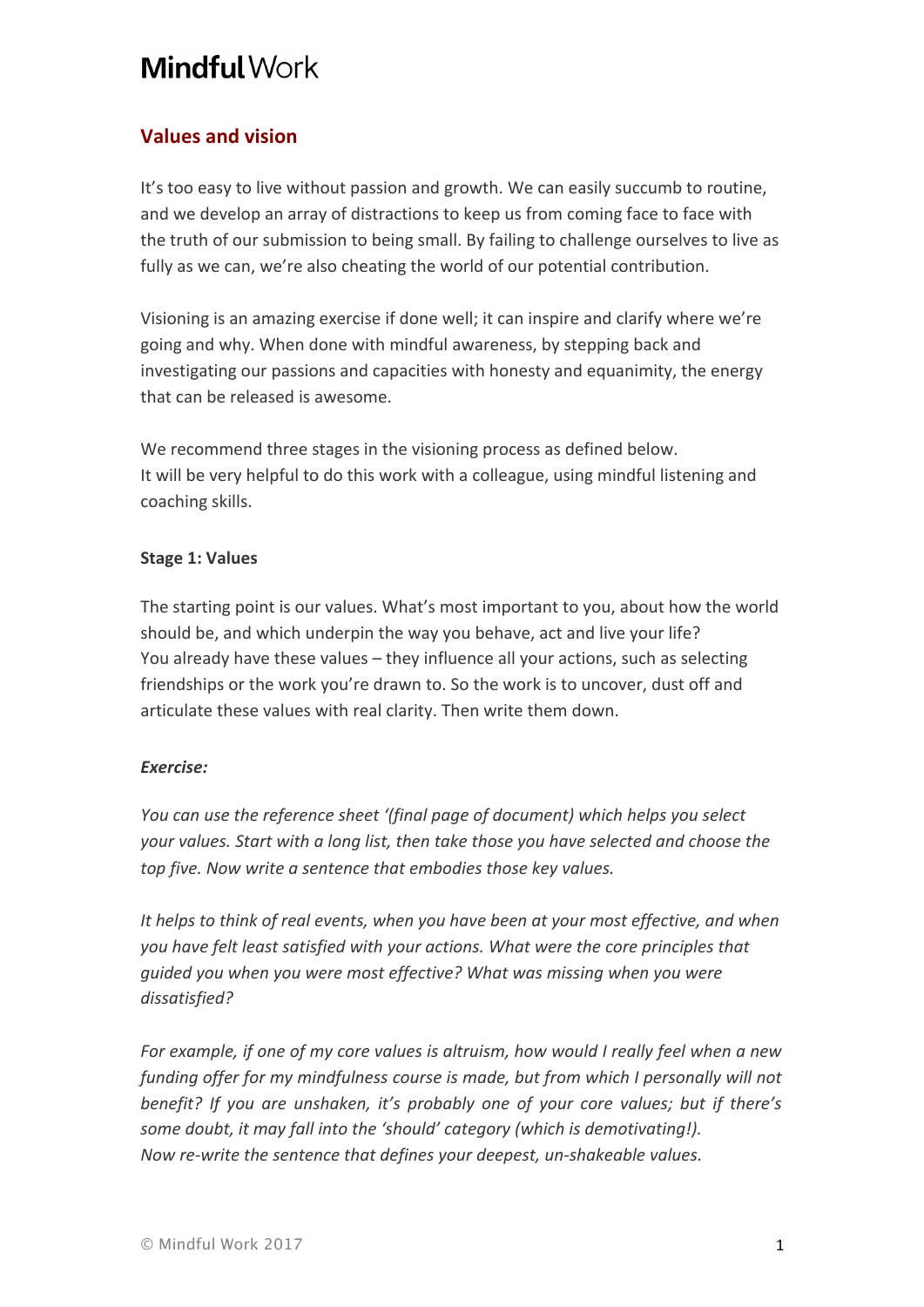# **Mindful** Work

## Values and vision

It's too easy to live without passion and growth. We can easily succumb to routine, and we develop an array of distractions to keep us from coming face to face with the truth of our submission to being small. By failing to challenge ourselves to live as fully as we can, we're also cheating the world of our potential contribution.

Visioning is an amazing exercise if done well; it can inspire and clarify where we're going and why. When done with mindful awareness, by stepping back and investigating our passions and capacities with honesty and equanimity, the energy that can be released is awesome.

We recommend three stages in the visioning process as defined below.
It will be very helpful to do this work with a colleague, using mindful listening and coaching skills.

### Stage 1: Values

The starting point is our values. What's most important to you, about how the world should be, and which underpin the way you behave, act and live your life?
You already have these values – they influence all your actions, such as selecting friendships or the work you're drawn to. So the work is to uncover, dust off and articulate these values with real clarity. Then write them down.

***Exercise:***

*You can use the reference sheet '(final page of document) which helps you select your values. Start with a long list, then take those you have selected and choose the top five. Now write a sentence that embodies those key values.*

*It helps to think of real events, when you have been at your most effective, and when you have felt least satisfied with your actions. What were the core principles that guided you when you were most effective? What was missing when you were dissatisfied?*

*For example, if one of my core values is altruism, how would I really feel when a new funding offer for my mindfulness course is made, but from which I personally will not benefit? If you are unshaken, it's probably one of your core values; but if there's some doubt, it may fall into the 'should' category (which is demotivating!).*
*Now re-write the sentence that defines your deepest, un-shakeable values.*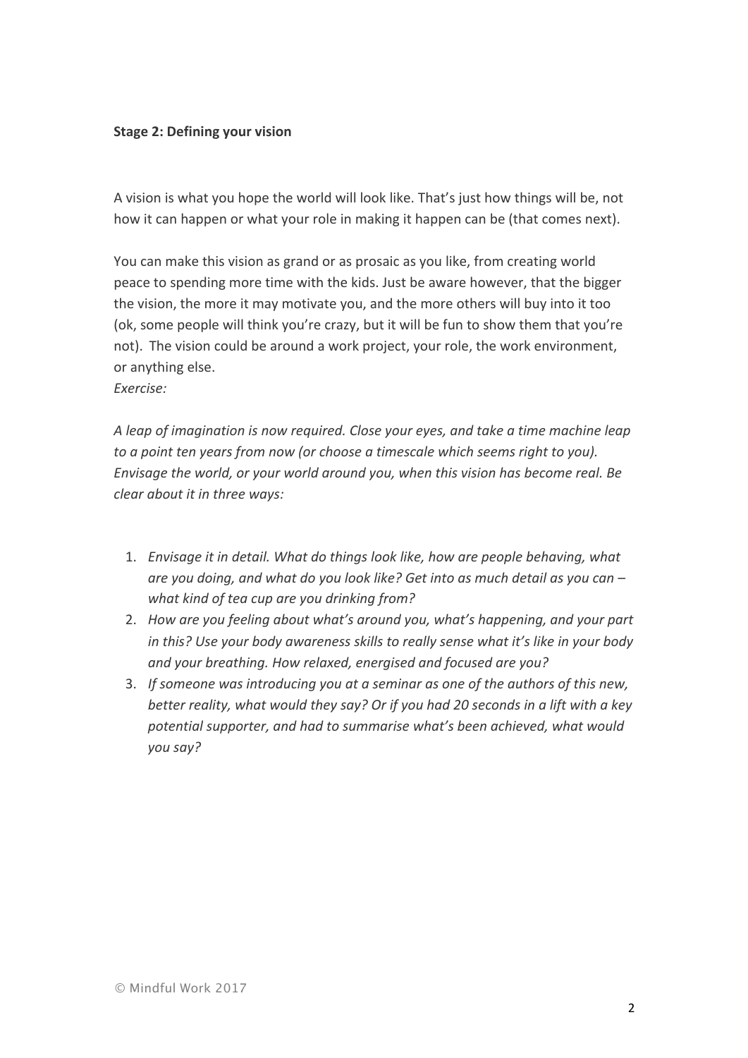**Stage 2: Defining your vision**

A vision is what you hope the world will look like. That's just how things will be, not how it can happen or what your role in making it happen can be (that comes next).

You can make this vision as grand or as prosaic as you like, from creating world peace to spending more time with the kids. Just be aware however, that the bigger the vision, the more it may motivate you, and the more others will buy into it too (ok, some people will think you're crazy, but it will be fun to show them that you're not). The vision could be around a work project, your role, the work environment, or anything else.

*Exercise:*

*A leap of imagination is now required. Close your eyes, and take a time machine leap to a point ten years from now (or choose a timescale which seems right to you). Envisage the world, or your world around you, when this vision has become real. Be clear about it in three ways:*

1. *Envisage it in detail. What do things look like, how are people behaving, what are you doing, and what do you look like? Get into as much detail as you can – what kind of tea cup are you drinking from?*
2. *How are you feeling about what's around you, what's happening, and your part in this? Use your body awareness skills to really sense what it's like in your body and your breathing. How relaxed, energised and focused are you?*
3. *If someone was introducing you at a seminar as one of the authors of this new, better reality, what would they say? Or if you had 20 seconds in a lift with a key potential supporter, and had to summarise what's been achieved, what would you say?*

© Mindful Work 2017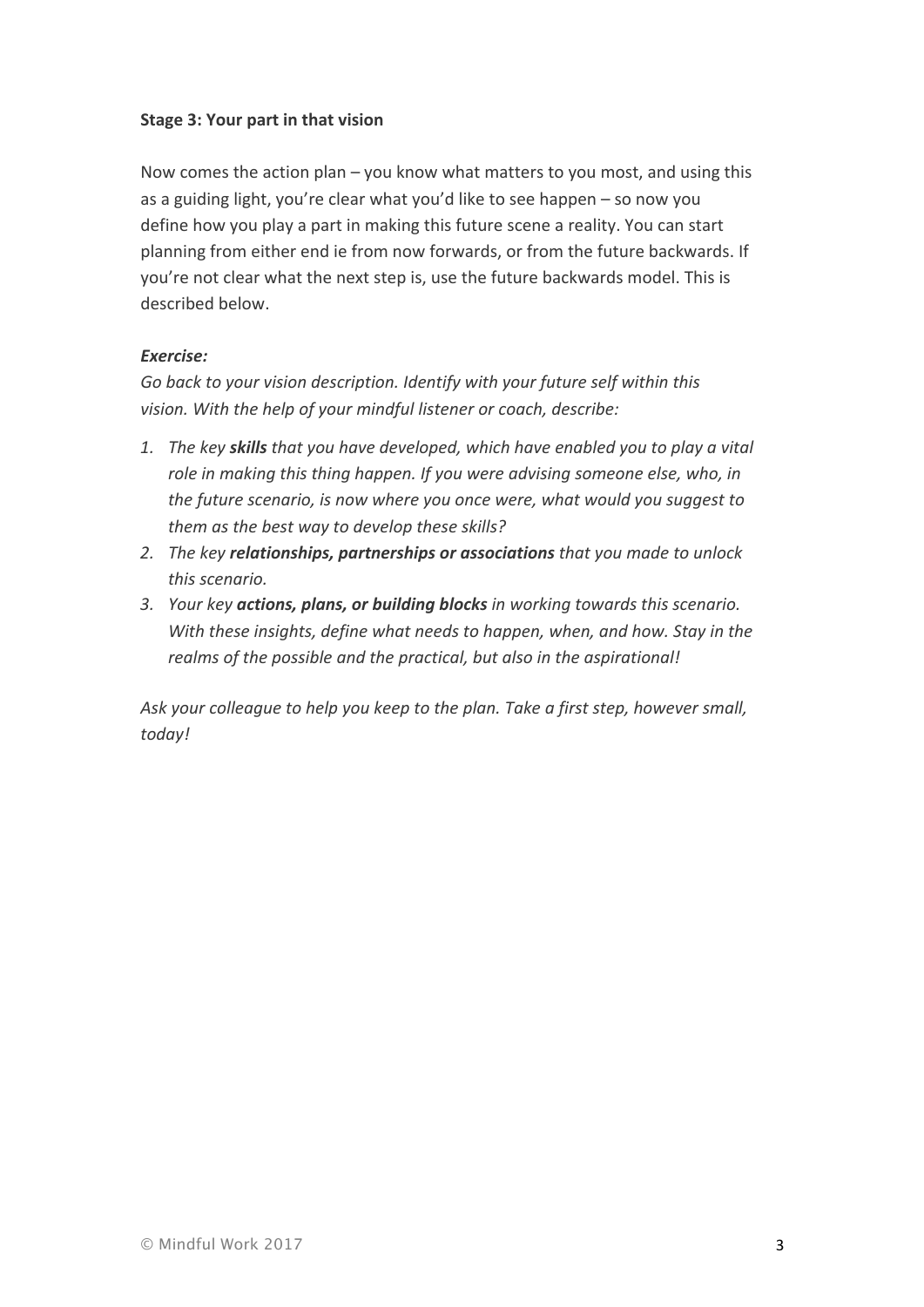**Stage 3: Your part in that vision**

Now comes the action plan – you know what matters to you most, and using this as a guiding light, you're clear what you'd like to see happen – so now you define how you play a part in making this future scene a reality. You can start planning from either end ie from now forwards, or from the future backwards. If you're not clear what the next step is, use the future backwards model. This is described below.

***Exercise:***

*Go back to your vision description. Identify with your future self within this vision. With the help of your mindful listener or coach, describe:*

1. *The key **skills** that you have developed, which have enabled you to play a vital role in making this thing happen. If you were advising someone else, who, in the future scenario, is now where you once were, what would you suggest to them as the best way to develop these skills?*
2. *The key **relationships, partnerships or associations** that you made to unlock this scenario.*
3. *Your key **actions, plans, or building blocks** in working towards this scenario. With these insights, define what needs to happen, when, and how. Stay in the realms of the possible and the practical, but also in the aspirational!*

*Ask your colleague to help you keep to the plan. Take a first step, however small, today!*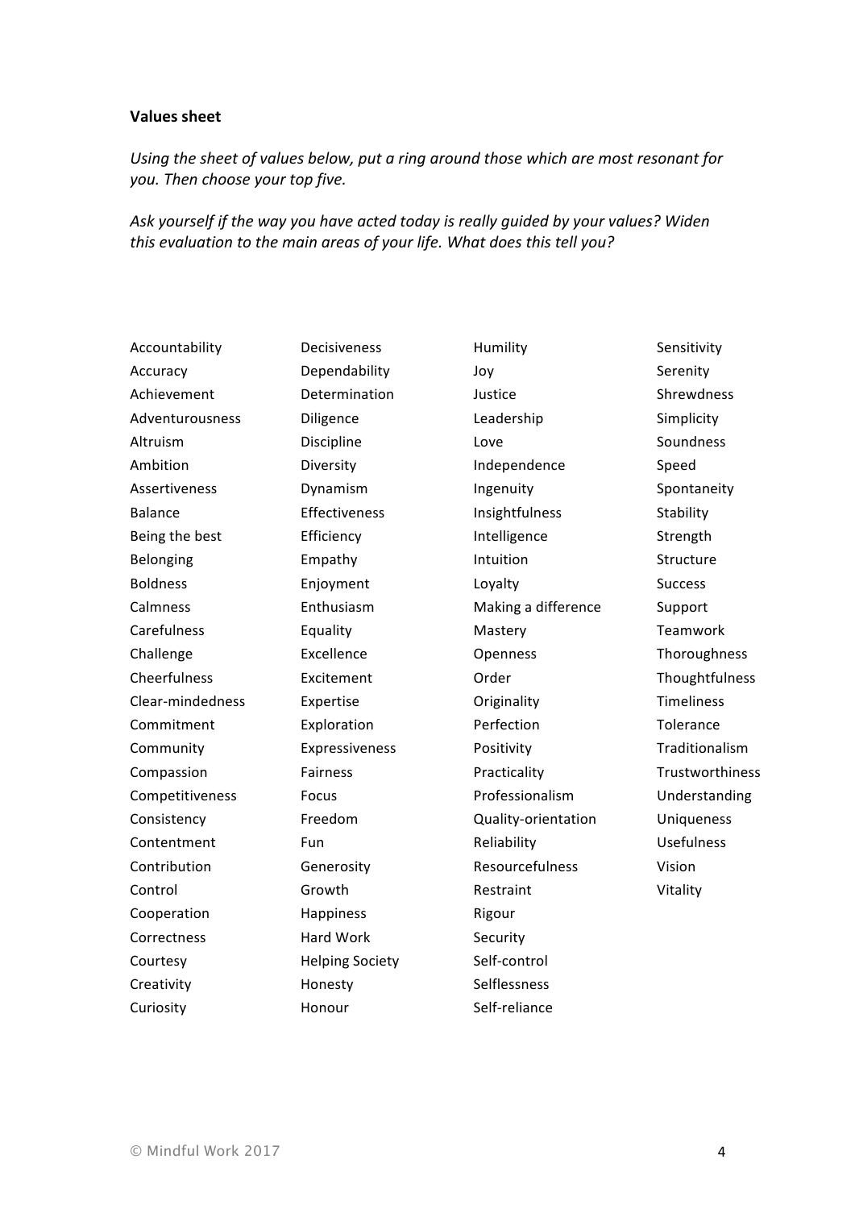**Values sheet**

*Using the sheet of values below, put a ring around those which are most resonant for you. Then choose your top five.*

*Ask yourself if the way you have acted today is really guided by your values? Widen this evaluation to the main areas of your life. What does this tell you?*

Accountability
Accuracy
Achievement
Adventurousness
Altruism
Ambition
Assertiveness
Balance
Being the best
Belonging
Boldness
Calmness
Carefulness
Challenge
Cheerfulness
Clear-mindedness
Commitment
Community
Compassion
Competitiveness
Consistency
Contentment
Contribution
Control
Cooperation
Correctness
Courtesy
Creativity
Curiosity
Decisiveness
Dependability
Determination
Diligence
Discipline
Diversity
Dynamism
Effectiveness
Efficiency
Empathy
Enjoyment
Enthusiasm
Equality
Excellence
Excitement
Expertise
Exploration
Expressiveness
Fairness
Focus
Freedom
Fun
Generosity
Growth
Happiness
Hard Work
Helping Society
Honesty
Honour
Humility
Joy
Justice
Leadership
Love
Independence
Ingenuity
Insightfulness
Intelligence
Intuition
Loyalty
Making a difference
Mastery
Openness
Order
Originality
Perfection
Positivity
Practicality
Professionalism
Quality-orientation
Reliability
Resourcefulness
Restraint
Rigour
Security
Self-control
Selflessness
Self-reliance
Sensitivity
Serenity
Shrewdness
Simplicity
Soundness
Speed
Spontaneity
Stability
Strength
Structure
Success
Support
Teamwork
Thoroughness
Thoughtfulness
Timeliness
Tolerance
Traditionalism
Trustworthiness
Understanding
Uniqueness
Usefulness
Vision
Vitality